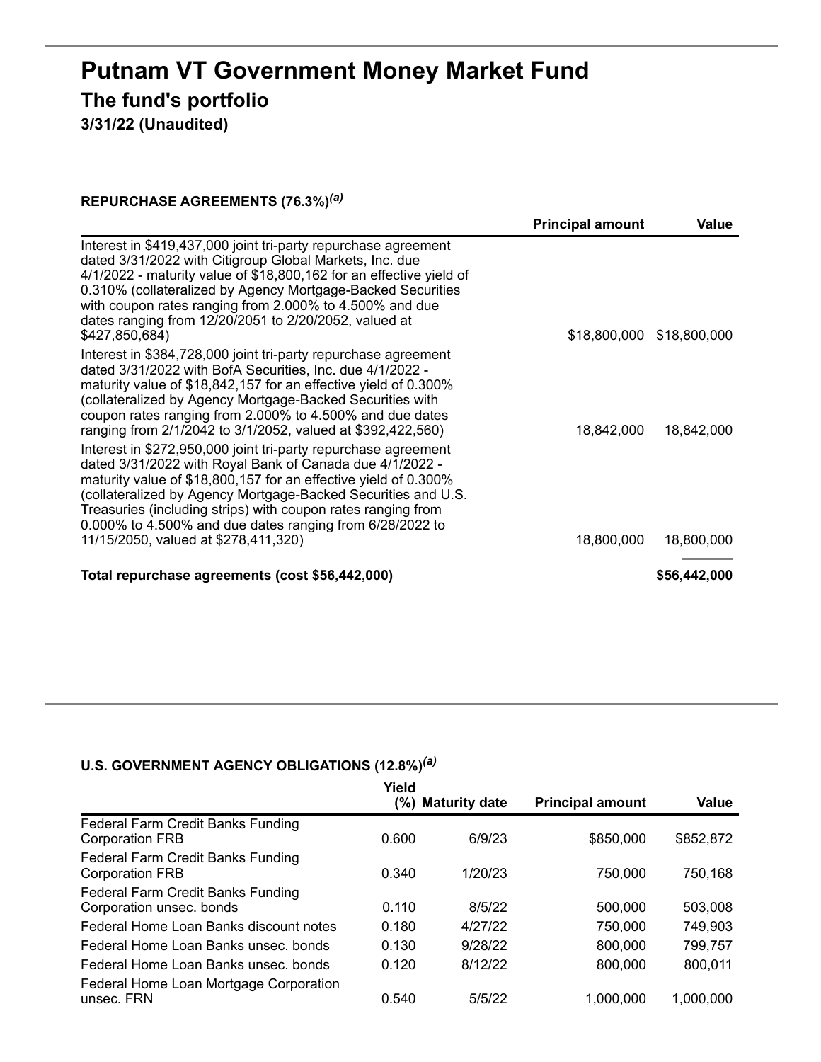# Putnam VT Government Money Market Fund

## The fund's portfolio

**3/31/22 (Unaudited)**

### REPURCHASE AGREEMENTS (76.3%)[(a)]

| | Principal amount | Value |
|---|---|---|
| Interest in $419,437,000 joint tri-party repurchase agreement dated 3/31/2022 with Citigroup Global Markets, Inc. due 4/1/2022 - maturity value of $18,800,162 for an effective yield of 0.310% (collateralized by Agency Mortgage-Backed Securities with coupon rates ranging from 2.000% to 4.500% and due dates ranging from 12/20/2051 to 2/20/2052, valued at $427,850,684) | $18,800,000 | $18,800,000 |
| Interest in $384,728,000 joint tri-party repurchase agreement dated 3/31/2022 with BofA Securities, Inc. due 4/1/2022 - maturity value of $18,842,157 for an effective yield of 0.300% (collateralized by Agency Mortgage-Backed Securities with coupon rates ranging from 2.000% to 4.500% and due dates ranging from 2/1/2042 to 3/1/2052, valued at $392,422,560) | 18,842,000 | 18,842,000 |
| Interest in $272,950,000 joint tri-party repurchase agreement dated 3/31/2022 with Royal Bank of Canada due 4/1/2022 - maturity value of $18,800,157 for an effective yield of 0.300% (collateralized by Agency Mortgage-Backed Securities and U.S. Treasuries (including strips) with coupon rates ranging from 0.000% to 4.500% and due dates ranging from 6/28/2022 to 11/15/2050, valued at $278,411,320) | 18,800,000 | 18,800,000 |
| **Total repurchase agreements (cost $56,442,000)** | | **$56,442,000** |

### U.S. GOVERNMENT AGENCY OBLIGATIONS (12.8%)[(a)]

| | Yield (%) | Maturity date | Principal amount | Value |
|---|---|---|---|---|
| Federal Farm Credit Banks Funding Corporation FRB | 0.600 | 6/9/23 | $850,000 | $852,872 |
| Federal Farm Credit Banks Funding Corporation FRB | 0.340 | 1/20/23 | 750,000 | 750,168 |
| Federal Farm Credit Banks Funding Corporation unsec. bonds | 0.110 | 8/5/22 | 500,000 | 503,008 |
| Federal Home Loan Banks discount notes | 0.180 | 4/27/22 | 750,000 | 749,903 |
| Federal Home Loan Banks unsec. bonds | 0.130 | 9/28/22 | 800,000 | 799,757 |
| Federal Home Loan Banks unsec. bonds | 0.120 | 8/12/22 | 800,000 | 800,011 |
| Federal Home Loan Mortgage Corporation unsec. FRN | 0.540 | 5/5/22 | 1,000,000 | 1,000,000 |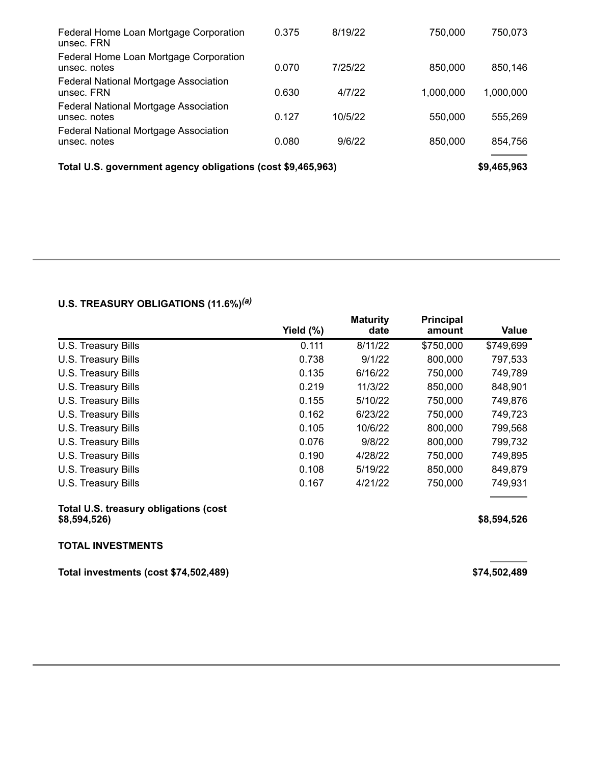| | Yield (%) | Maturity date | Principal amount | Value |
|---|---|---|---|---|
| Federal Home Loan Mortgage Corporation unsec. FRN | 0.375 | 8/19/22 | 750,000 | 750,073 |
| Federal Home Loan Mortgage Corporation unsec. notes | 0.070 | 7/25/22 | 850,000 | 850,146 |
| Federal National Mortgage Association unsec. FRN | 0.630 | 4/7/22 | 1,000,000 | 1,000,000 |
| Federal National Mortgage Association unsec. notes | 0.127 | 10/5/22 | 550,000 | 555,269 |
| Federal National Mortgage Association unsec. notes | 0.080 | 9/6/22 | 850,000 | 854,756 |
| **Total U.S. government agency obligations (cost $9,465,963)** | | | | **$9,465,963** |

**U.S. TREASURY OBLIGATIONS (11.6%)*[(a)]***

| | Yield (%) | Maturity date | Principal amount | Value |
|---|---|---|---|---|
| U.S. Treasury Bills | 0.111 | 8/11/22 | $750,000 | $749,699 |
| U.S. Treasury Bills | 0.738 | 9/1/22 | 800,000 | 797,533 |
| U.S. Treasury Bills | 0.135 | 6/16/22 | 750,000 | 749,789 |
| U.S. Treasury Bills | 0.219 | 11/3/22 | 850,000 | 848,901 |
| U.S. Treasury Bills | 0.155 | 5/10/22 | 750,000 | 749,876 |
| U.S. Treasury Bills | 0.162 | 6/23/22 | 750,000 | 749,723 |
| U.S. Treasury Bills | 0.105 | 10/6/22 | 800,000 | 799,568 |
| U.S. Treasury Bills | 0.076 | 9/8/22 | 800,000 | 799,732 |
| U.S. Treasury Bills | 0.190 | 4/28/22 | 750,000 | 749,895 |
| U.S. Treasury Bills | 0.108 | 5/19/22 | 850,000 | 849,879 |
| U.S. Treasury Bills | 0.167 | 4/21/22 | 750,000 | 749,931 |
| **Total U.S. treasury obligations (cost $8,594,526)** | | | | **$8,594,526** |

**TOTAL INVESTMENTS**

| | |
|---|---|
| **Total investments (cost $74,502,489)** | **$74,502,489** |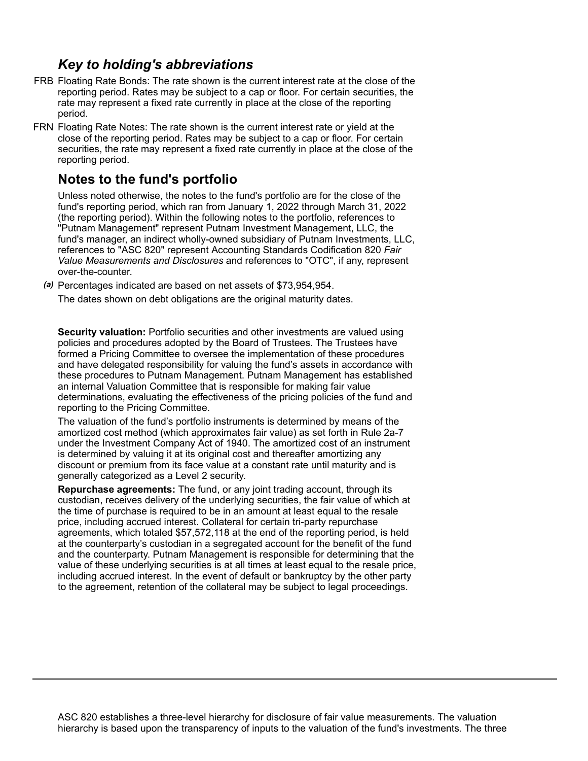## *Key to holding's abbreviations*

FRB Floating Rate Bonds: The rate shown is the current interest rate at the close of the reporting period. Rates may be subject to a cap or floor. For certain securities, the rate may represent a fixed rate currently in place at the close of the reporting period.

FRN Floating Rate Notes: The rate shown is the current interest rate or yield at the close of the reporting period. Rates may be subject to a cap or floor. For certain securities, the rate may represent a fixed rate currently in place at the close of the reporting period.

## Notes to the fund's portfolio

Unless noted otherwise, the notes to the fund's portfolio are for the close of the fund's reporting period, which ran from January 1, 2022 through March 31, 2022 (the reporting period). Within the following notes to the portfolio, references to "Putnam Management" represent Putnam Investment Management, LLC, the fund's manager, an indirect wholly-owned subsidiary of Putnam Investments, LLC, references to "ASC 820" represent Accounting Standards Codification 820 *Fair Value Measurements and Disclosures* and references to "OTC", if any, represent over-the-counter.

*(a)* Percentages indicated are based on net assets of $73,954,954.

The dates shown on debt obligations are the original maturity dates.

**Security valuation:** Portfolio securities and other investments are valued using policies and procedures adopted by the Board of Trustees. The Trustees have formed a Pricing Committee to oversee the implementation of these procedures and have delegated responsibility for valuing the fund's assets in accordance with these procedures to Putnam Management. Putnam Management has established an internal Valuation Committee that is responsible for making fair value determinations, evaluating the effectiveness of the pricing policies of the fund and reporting to the Pricing Committee.

The valuation of the fund's portfolio instruments is determined by means of the amortized cost method (which approximates fair value) as set forth in Rule 2a-7 under the Investment Company Act of 1940. The amortized cost of an instrument is determined by valuing it at its original cost and thereafter amortizing any discount or premium from its face value at a constant rate until maturity and is generally categorized as a Level 2 security.

**Repurchase agreements:** The fund, or any joint trading account, through its custodian, receives delivery of the underlying securities, the fair value of which at the time of purchase is required to be in an amount at least equal to the resale price, including accrued interest. Collateral for certain tri-party repurchase agreements, which totaled $57,572,118 at the end of the reporting period, is held at the counterparty's custodian in a segregated account for the benefit of the fund and the counterparty. Putnam Management is responsible for determining that the value of these underlying securities is at all times at least equal to the resale price, including accrued interest. In the event of default or bankruptcy by the other party to the agreement, retention of the collateral may be subject to legal proceedings.

---

ASC 820 establishes a three-level hierarchy for disclosure of fair value measurements. The valuation hierarchy is based upon the transparency of inputs to the valuation of the fund's investments. The three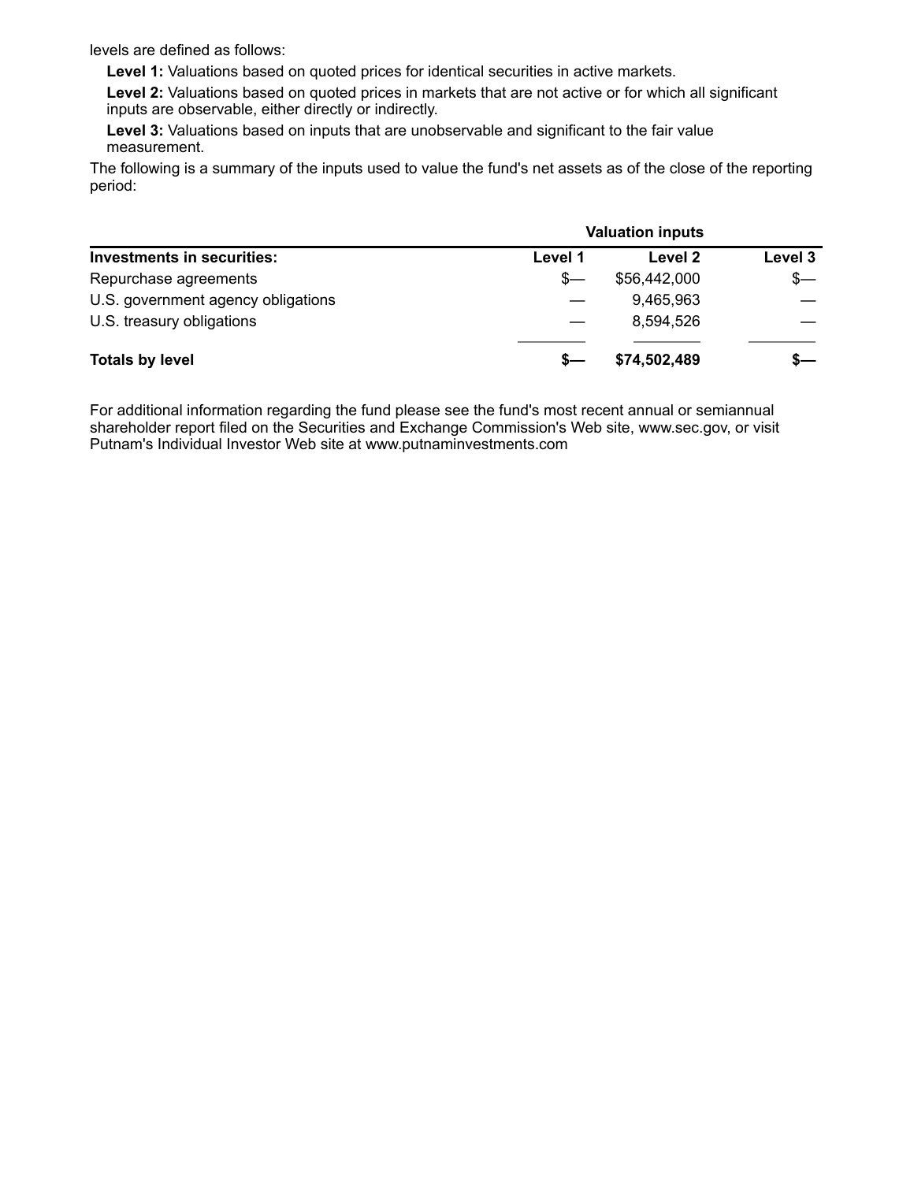levels are defined as follows:

**Level 1:** Valuations based on quoted prices for identical securities in active markets.

**Level 2:** Valuations based on quoted prices in markets that are not active or for which all significant inputs are observable, either directly or indirectly.

**Level 3:** Valuations based on inputs that are unobservable and significant to the fair value measurement.

The following is a summary of the inputs used to value the fund's net assets as of the close of the reporting period:

| | Valuation inputs | | |
|---|---|---|---|
| **Investments in securities:** | **Level 1** | **Level 2** | **Level 3** |
| Repurchase agreements | $— | $56,442,000 | $— |
| U.S. government agency obligations | — | 9,465,963 | — |
| U.S. treasury obligations | — | 8,594,526 | — |
| **Totals by level** | **$—** | **$74,502,489** | **$—** |

For additional information regarding the fund please see the fund's most recent annual or semiannual shareholder report filed on the Securities and Exchange Commission's Web site, www.sec.gov, or visit Putnam's Individual Investor Web site at www.putnaminvestments.com